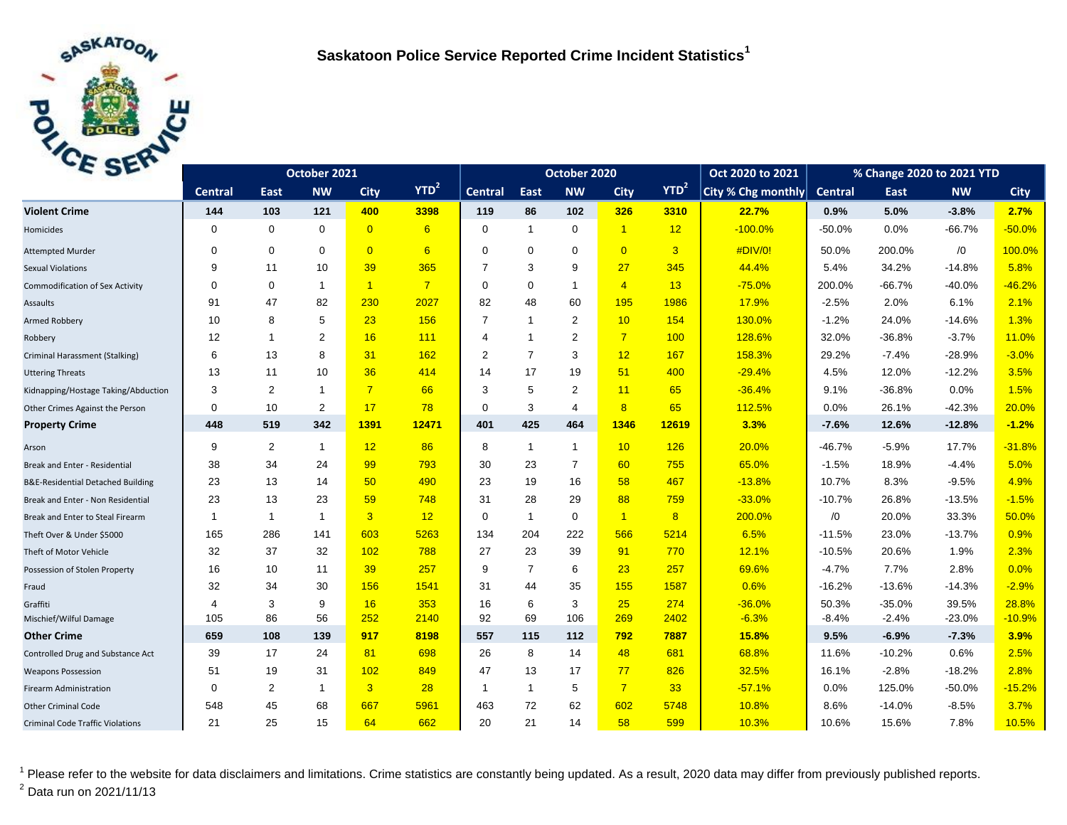# Saskatoon Police Service Reported Crime Incident Statistics[1]

| | October 2021 | | | | | October 2020 | | | | | Oct 2020 to 2021 | % Change 2020 to 2021 YTD | | | |
|---|---|---|---|---|---|---|---|---|---|---|---|---|---|---|---|
| | Central | East | NW | City | YTD[2] | Central | East | NW | City | YTD[2] | City % Chg monthly | Central | East | NW | City |
| **Violent Crime** | **144** | **103** | **121** | **400** | **3398** | **119** | **86** | **102** | **326** | **3310** | **22.7%** | **0.9%** | **5.0%** | **-3.8%** | **2.7%** |
| Homicides | 0 | 0 | 0 | 0 | 6 | 0 | 1 | 0 | 1 | 12 | -100.0% | -50.0% | 0.0% | -66.7% | -50.0% |
| Attempted Murder | 0 | 0 | 0 | 0 | 6 | 0 | 0 | 0 | 0 | 3 | #DIV/0! | 50.0% | 200.0% | /0 | 100.0% |
| Sexual Violations | 9 | 11 | 10 | 39 | 365 | 7 | 3 | 9 | 27 | 345 | 44.4% | 5.4% | 34.2% | -14.8% | 5.8% |
| Commodification of Sex Activity | 0 | 0 | 1 | 1 | 7 | 0 | 0 | 1 | 4 | 13 | -75.0% | 200.0% | -66.7% | -40.0% | -46.2% |
| Assaults | 91 | 47 | 82 | 230 | 2027 | 82 | 48 | 60 | 195 | 1986 | 17.9% | -2.5% | 2.0% | 6.1% | 2.1% |
| Armed Robbery | 10 | 8 | 5 | 23 | 156 | 7 | 1 | 2 | 10 | 154 | 130.0% | -1.2% | 24.0% | -14.6% | 1.3% |
| Robbery | 12 | 1 | 2 | 16 | 111 | 4 | 1 | 2 | 7 | 100 | 128.6% | 32.0% | -36.8% | -3.7% | 11.0% |
| Criminal Harassment (Stalking) | 6 | 13 | 8 | 31 | 162 | 2 | 7 | 3 | 12 | 167 | 158.3% | 29.2% | -7.4% | -28.9% | -3.0% |
| Uttering Threats | 13 | 11 | 10 | 36 | 414 | 14 | 17 | 19 | 51 | 400 | -29.4% | 4.5% | 12.0% | -12.2% | 3.5% |
| Kidnapping/Hostage Taking/Abduction | 3 | 2 | 1 | 7 | 66 | 3 | 5 | 2 | 11 | 65 | -36.4% | 9.1% | -36.8% | 0.0% | 1.5% |
| Other Crimes Against the Person | 0 | 10 | 2 | 17 | 78 | 0 | 3 | 4 | 8 | 65 | 112.5% | 0.0% | 26.1% | -42.3% | 20.0% |
| **Property Crime** | **448** | **519** | **342** | **1391** | **12471** | **401** | **425** | **464** | **1346** | **12619** | **3.3%** | **-7.6%** | **12.6%** | **-12.8%** | **-1.2%** |
| Arson | 9 | 2 | 1 | 12 | 86 | 8 | 1 | 1 | 10 | 126 | 20.0% | -46.7% | -5.9% | 17.7% | -31.8% |
| Break and Enter - Residential | 38 | 34 | 24 | 99 | 793 | 30 | 23 | 7 | 60 | 755 | 65.0% | -1.5% | 18.9% | -4.4% | 5.0% |
| B&E-Residential Detached Building | 23 | 13 | 14 | 50 | 490 | 23 | 19 | 16 | 58 | 467 | -13.8% | 10.7% | 8.3% | -9.5% | 4.9% |
| Break and Enter - Non Residential | 23 | 13 | 23 | 59 | 748 | 31 | 28 | 29 | 88 | 759 | -33.0% | -10.7% | 26.8% | -13.5% | -1.5% |
| Break and Enter to Steal Firearm | 1 | 1 | 1 | 3 | 12 | 0 | 1 | 0 | 1 | 8 | 200.0% | /0 | 20.0% | 33.3% | 50.0% |
| Theft Over & Under $5000 | 165 | 286 | 141 | 603 | 5263 | 134 | 204 | 222 | 566 | 5214 | 6.5% | -11.5% | 23.0% | -13.7% | 0.9% |
| Theft of Motor Vehicle | 32 | 37 | 32 | 102 | 788 | 27 | 23 | 39 | 91 | 770 | 12.1% | -10.5% | 20.6% | 1.9% | 2.3% |
| Possession of Stolen Property | 16 | 10 | 11 | 39 | 257 | 9 | 7 | 6 | 23 | 257 | 69.6% | -4.7% | 7.7% | 2.8% | 0.0% |
| Fraud | 32 | 34 | 30 | 156 | 1541 | 31 | 44 | 35 | 155 | 1587 | 0.6% | -16.2% | -13.6% | -14.3% | -2.9% |
| Graffiti | 4 | 3 | 9 | 16 | 353 | 16 | 6 | 3 | 25 | 274 | -36.0% | 50.3% | -35.0% | 39.5% | 28.8% |
| Mischief/Wilful Damage | 105 | 86 | 56 | 252 | 2140 | 92 | 69 | 106 | 269 | 2402 | -6.3% | -8.4% | -2.4% | -23.0% | -10.9% |
| **Other Crime** | **659** | **108** | **139** | **917** | **8198** | **557** | **115** | **112** | **792** | **7887** | **15.8%** | **9.5%** | **-6.9%** | **-7.3%** | **3.9%** |
| Controlled Drug and Substance Act | 39 | 17 | 24 | 81 | 698 | 26 | 8 | 14 | 48 | 681 | 68.8% | 11.6% | -10.2% | 0.6% | 2.5% |
| Weapons Possession | 51 | 19 | 31 | 102 | 849 | 47 | 13 | 17 | 77 | 826 | 32.5% | 16.1% | -2.8% | -18.2% | 2.8% |
| Firearm Administration | 0 | 2 | 1 | 3 | 28 | 1 | 1 | 5 | 7 | 33 | -57.1% | 0.0% | 125.0% | -50.0% | -15.2% |
| Other Criminal Code | 548 | 45 | 68 | 667 | 5961 | 463 | 72 | 62 | 602 | 5748 | 10.8% | 8.6% | -14.0% | -8.5% | 3.7% |
| Criminal Code Traffic Violations | 21 | 25 | 15 | 64 | 662 | 20 | 21 | 14 | 58 | 599 | 10.3% | 10.6% | 15.6% | 7.8% | 10.5% |

[1] Please refer to the website for data disclaimers and limitations. Crime statistics are constantly being updated. As a result, 2020 data may differ from previously published reports.

[2] Data run on 2021/11/13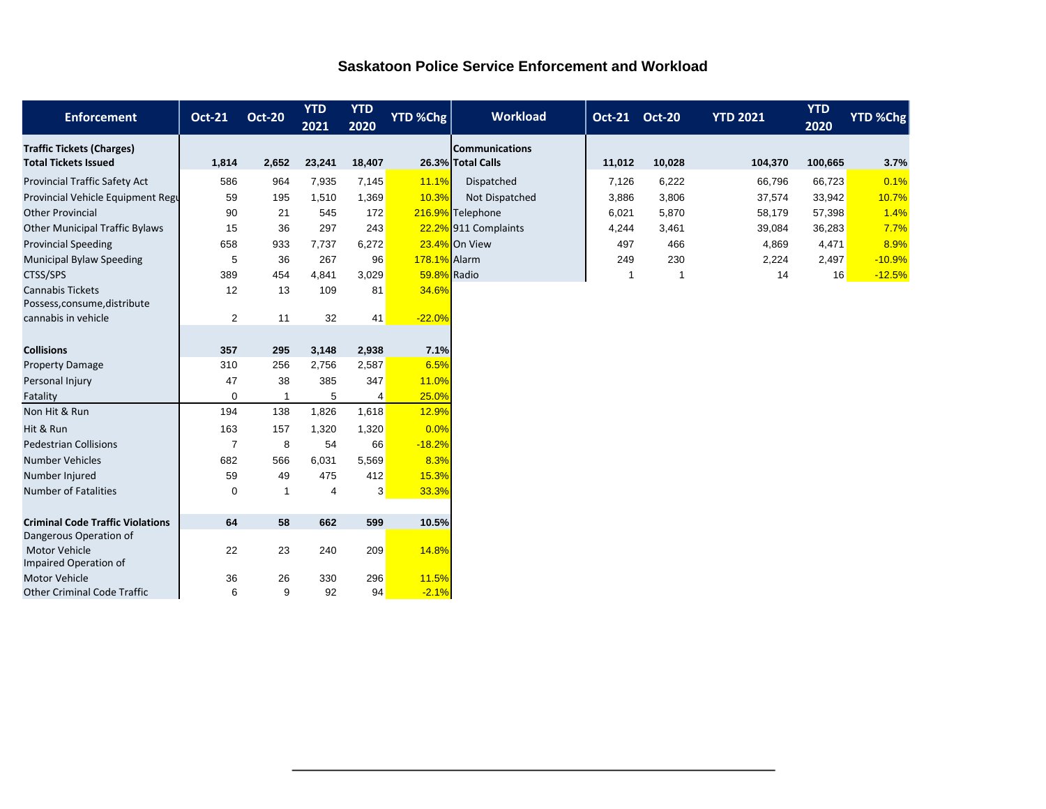# Saskatoon Police Service Enforcement and Workload

| Enforcement | Oct-21 | Oct-20 | YTD 2021 | YTD 2020 | YTD %Chg |
|---|---|---|---|---|---|
| **Traffic Tickets (Charges)** | | | | | |
| **Total Tickets Issued** | **1,814** | **2,652** | **23,241** | **18,407** | **26.3%** |
| Provincial Traffic Safety Act | 586 | 964 | 7,935 | 7,145 | 11.1% |
| Provincial Vehicle Equipment Regu | 59 | 195 | 1,510 | 1,369 | 10.3% |
| Other Provincial | 90 | 21 | 545 | 172 | 216.9% |
| Other Municipal Traffic Bylaws | 15 | 36 | 297 | 243 | 22.2% |
| Provincial Speeding | 658 | 933 | 7,737 | 6,272 | 23.4% |
| Municipal Bylaw Speeding | 5 | 36 | 267 | 96 | 178.1% |
| CTSS/SPS | 389 | 454 | 4,841 | 3,029 | 59.8% |
| Cannabis Tickets | 12 | 13 | 109 | 81 | 34.6% |
| Possess,consume,distribute cannabis in vehicle | 2 | 11 | 32 | 41 | -22.0% |
| **Collisions** | **357** | **295** | **3,148** | **2,938** | **7.1%** |
| Property Damage | 310 | 256 | 2,756 | 2,587 | 6.5% |
| Personal Injury | 47 | 38 | 385 | 347 | 11.0% |
| Fatality | 0 | 1 | 5 | 4 | 25.0% |
| Non Hit & Run | 194 | 138 | 1,826 | 1,618 | 12.9% |
| Hit & Run | 163 | 157 | 1,320 | 1,320 | 0.0% |
| Pedestrian Collisions | 7 | 8 | 54 | 66 | -18.2% |
| Number Vehicles | 682 | 566 | 6,031 | 5,569 | 8.3% |
| Number Injured | 59 | 49 | 475 | 412 | 15.3% |
| Number of Fatalities | 0 | 1 | 4 | 3 | 33.3% |
| **Criminal Code Traffic Violations** | **64** | **58** | **662** | **599** | **10.5%** |
| Dangerous Operation of Motor Vehicle | 22 | 23 | 240 | 209 | 14.8% |
| Impaired Operation of Motor Vehicle | 36 | 26 | 330 | 296 | 11.5% |
| Other Criminal Code Traffic | 6 | 9 | 92 | 94 | -2.1% |

| Workload | Oct-21 | Oct-20 | YTD 2021 | YTD 2020 | YTD %Chg |
|---|---|---|---|---|---|
| **Communications** | | | | | |
| **Total Calls** | **11,012** | **10,028** | **104,370** | **100,665** | **3.7%** |
| Dispatched | 7,126 | 6,222 | 66,796 | 66,723 | 0.1% |
| Not Dispatched | 3,886 | 3,806 | 37,574 | 33,942 | 10.7% |
| Telephone | 6,021 | 5,870 | 58,179 | 57,398 | 1.4% |
| 911 Complaints | 4,244 | 3,461 | 39,084 | 36,283 | 7.7% |
| On View | 497 | 466 | 4,869 | 4,471 | 8.9% |
| Alarm | 249 | 230 | 2,224 | 2,497 | -10.9% |
| Radio | 1 | 1 | 14 | 16 | -12.5% |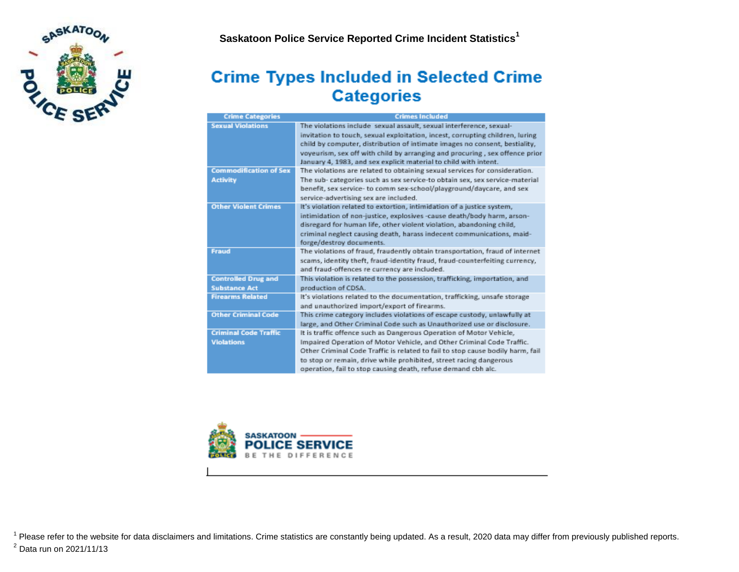**Saskatoon Police Service Reported Crime Incident Statistics[1]**

# Crime Types Included in Selected Crime Categories

| Crime Categories | Crimes Included |
|---|---|
| Sexual Violations | The violations include sexual assault, sexual interference, sexual-invitation to touch, sexual exploitation, incest, corrupting children, luring child by computer, distribution of intimate images no consent, bestiality, voyeurism, sex off with child by arranging and procuring , sex offence prior January 4, 1983, and sex explicit material to child with intent. |
| Commodification of Sex Activity | The violations are related to obtaining sexual services for consideration. The sub- categories such as sex service-to obtain sex, sex service-material benefit, sex service- to comm sex-school/playground/daycare, and sex service-advertising sex are included. |
| Other Violent Crimes | It's violation related to extortion, intimidation of a justice system, intimidation of non-justice, explosives -cause death/body harm, arson-disregard for human life, other violent violation, abandoning child, criminal neglect causing death, harass indecent communications, maid-forge/destroy documents. |
| Fraud | The violations of fraud, fraudently obtain transportation, fraud of internet scams, identity theft, fraud-identity fraud, fraud-counterfeiting currency, and fraud-offences re currency are included. |
| Controlled Drug and Substance Act | This violation is related to the possession, trafficking, importation, and production of CDSA. |
| Firearms Related | It's violations related to the documentation, trafficking, unsafe storage and unauthorized import/export of firearms. |
| Other Criminal Code | This crime category includes violations of escape custody, unlawfully at large, and Other Criminal Code such as Unauthorized use or disclosure. |
| Criminal Code Traffic Violations | It is traffic offence such as Dangerous Operation of Motor Vehicle, Impaired Operation of Motor Vehicle, and Other Criminal Code Traffic. Other Criminal Code Traffic is related to fail to stop cause bodily harm, fail to stop or remain, drive while prohibited, street racing dangerous operation, fail to stop causing death, refuse demand cbh alc. |

SASKATOON POLICE SERVICE
BE THE DIFFERENCE

[1] Please refer to the website for data disclaimers and limitations. Crime statistics are constantly being updated. As a result, 2020 data may differ from previously published reports.

[2] Data run on 2021/11/13